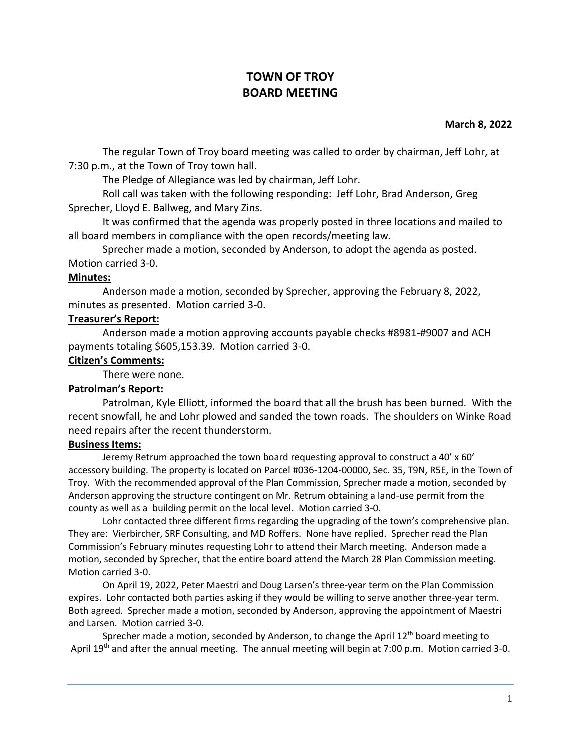# TOWN OF TROY
# BOARD MEETING

**March 8, 2022**

The regular Town of Troy board meeting was called to order by chairman, Jeff Lohr, at 7:30 p.m., at the Town of Troy town hall.

The Pledge of Allegiance was led by chairman, Jeff Lohr.

Roll call was taken with the following responding: Jeff Lohr, Brad Anderson, Greg Sprecher, Lloyd E. Ballweg, and Mary Zins.

It was confirmed that the agenda was properly posted in three locations and mailed to all board members in compliance with the open records/meeting law.

Sprecher made a motion, seconded by Anderson, to adopt the agenda as posted. Motion carried 3-0.

**Minutes:**

Anderson made a motion, seconded by Sprecher, approving the February 8, 2022, minutes as presented. Motion carried 3-0.

**Treasurer's Report:**

Anderson made a motion approving accounts payable checks #8981-#9007 and ACH payments totaling $605,153.39. Motion carried 3-0.

**Citizen's Comments:**

There were none.

**Patrolman's Report:**

Patrolman, Kyle Elliott, informed the board that all the brush has been burned. With the recent snowfall, he and Lohr plowed and sanded the town roads. The shoulders on Winke Road need repairs after the recent thunderstorm.

**Business Items:**

Jeremy Retrum approached the town board requesting approval to construct a 40' x 60' accessory building. The property is located on Parcel #036-1204-00000, Sec. 35, T9N, R5E, in the Town of Troy. With the recommended approval of the Plan Commission, Sprecher made a motion, seconded by Anderson approving the structure contingent on Mr. Retrum obtaining a land-use permit from the county as well as a building permit on the local level. Motion carried 3-0.

Lohr contacted three different firms regarding the upgrading of the town's comprehensive plan. They are: Vierbircher, SRF Consulting, and MD Roffers. None have replied. Sprecher read the Plan Commission's February minutes requesting Lohr to attend their March meeting. Anderson made a motion, seconded by Sprecher, that the entire board attend the March 28 Plan Commission meeting. Motion carried 3-0.

On April 19, 2022, Peter Maestri and Doug Larsen's three-year term on the Plan Commission expires. Lohr contacted both parties asking if they would be willing to serve another three-year term. Both agreed. Sprecher made a motion, seconded by Anderson, approving the appointment of Maestri and Larsen. Motion carried 3-0.

Sprecher made a motion, seconded by Anderson, to change the April 12th board meeting to April 19th and after the annual meeting. The annual meeting will begin at 7:00 p.m. Motion carried 3-0.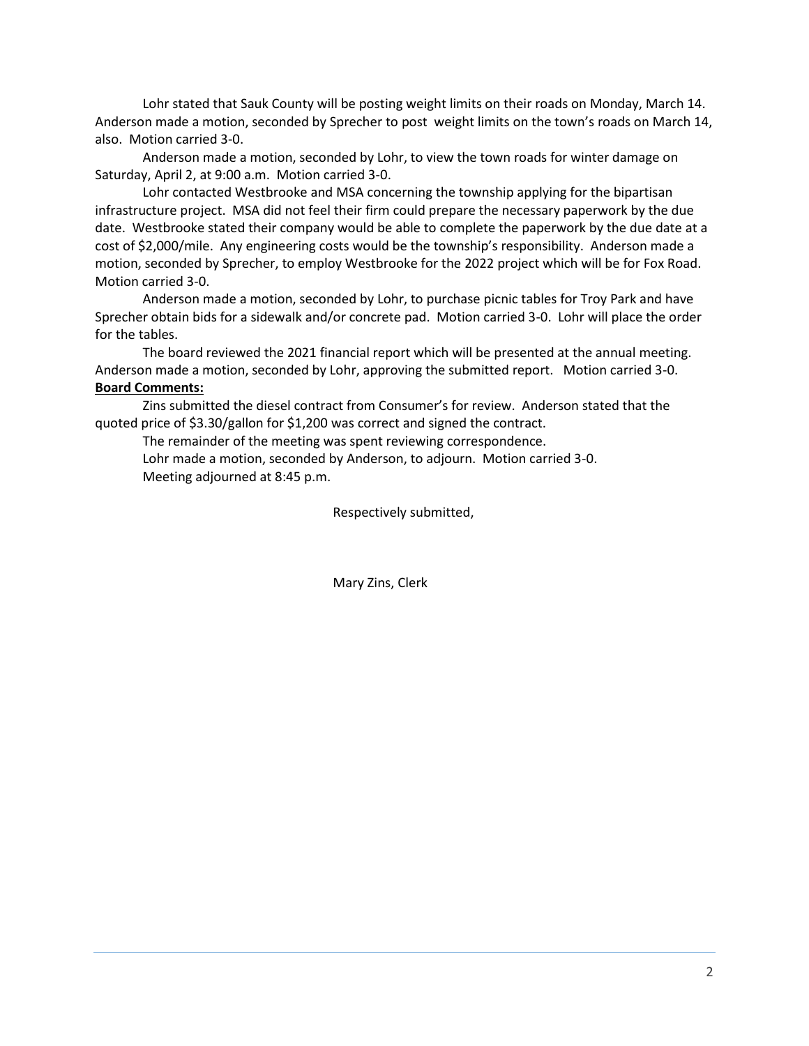Lohr stated that Sauk County will be posting weight limits on their roads on Monday, March 14. Anderson made a motion, seconded by Sprecher to post weight limits on the town's roads on March 14, also. Motion carried 3-0.

Anderson made a motion, seconded by Lohr, to view the town roads for winter damage on Saturday, April 2, at 9:00 a.m. Motion carried 3-0.

Lohr contacted Westbrooke and MSA concerning the township applying for the bipartisan infrastructure project. MSA did not feel their firm could prepare the necessary paperwork by the due date. Westbrooke stated their company would be able to complete the paperwork by the due date at a cost of $2,000/mile. Any engineering costs would be the township's responsibility. Anderson made a motion, seconded by Sprecher, to employ Westbrooke for the 2022 project which will be for Fox Road. Motion carried 3-0.

Anderson made a motion, seconded by Lohr, to purchase picnic tables for Troy Park and have Sprecher obtain bids for a sidewalk and/or concrete pad. Motion carried 3-0. Lohr will place the order for the tables.

The board reviewed the 2021 financial report which will be presented at the annual meeting. Anderson made a motion, seconded by Lohr, approving the submitted report. Motion carried 3-0.

**Board Comments:**

Zins submitted the diesel contract from Consumer's for review. Anderson stated that the quoted price of $3.30/gallon for $1,200 was correct and signed the contract.

The remainder of the meeting was spent reviewing correspondence.

Lohr made a motion, seconded by Anderson, to adjourn. Motion carried 3-0.

Meeting adjourned at 8:45 p.m.

Respectively submitted,

Mary Zins, Clerk